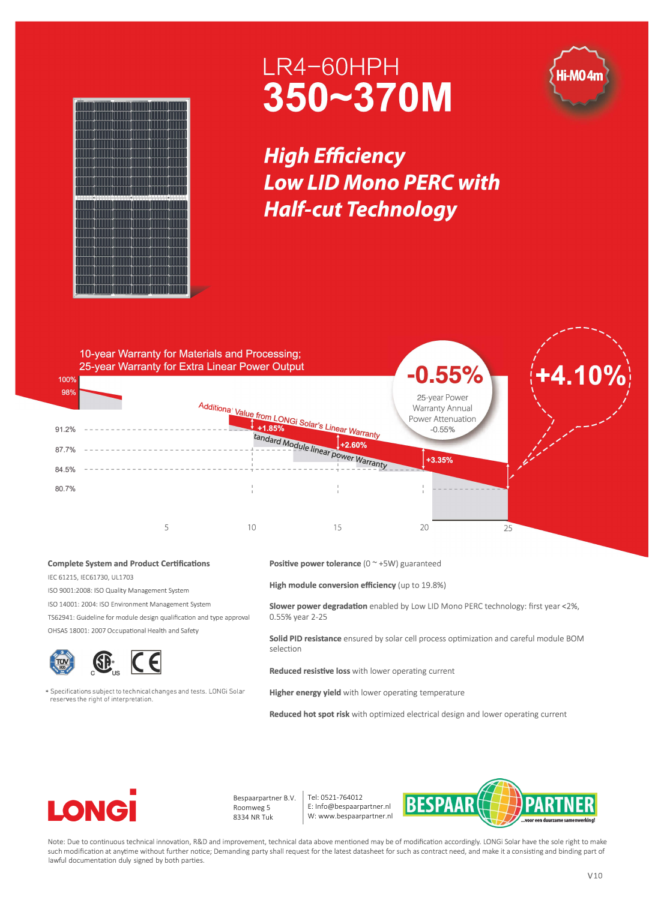# LR4-60HPH
# 350~370M

Hi-MO 4m

## *High Efficiency*
## *Low LID Mono PERC with*
## *Half-cut Technology*

10-year Warranty for Materials and Processing;
25-year Warranty for Extra Linear Power Output

-0.55%

25-year Power Warranty Annual Power Attenuation -0.55%

+4.10%

Additional Value from LONGi Solar's Linear Warranty

Standard Module linear power Warranty

100% | 98% | 91.2% | 87.7% | 84.5% | 80.7%

+1.85% | +2.60% | +3.35%

5 | 10 | 15 | 20 | 25

**Complete System and Product Certifications**

IEC 61215, IEC61730, UL1703

ISO 9001:2008: ISO Quality Management System

ISO 14001: 2004: ISO Environment Management System

TS62941: Guideline for module design qualification and type approval

OHSAS 18001: 2007 Occupational Health and Safety

\* Specifications subject to technical changes and tests. LONGi Solar reserves the right of interpretation.

**Positive power tolerance** (0 ~ +5W) guaranteed

**High module conversion efficiency** (up to 19.8%)

**Slower power degradation** enabled by Low LID Mono PERC technology: first year <2%, 0.55% year 2-25

**Solid PID resistance** ensured by solar cell process optimization and careful module BOM selection

**Reduced resistive loss** with lower operating current

**Higher energy yield** with lower operating temperature

**Reduced hot spot risk** with optimized electrical design and lower operating current

LONGi

Bespaarpartner B.V.
Roomweg 5
8334 NR Tuk

Tel: 0521-764012
E: Info@bespaarpartner.nl
W: www.bespaarpartner.nl

BESPAAR PARTNER ...voor een duurzame samenwerking!

Note: Due to continuous technical innovation, R&D and improvement, technical data above mentioned may be of modification accordingly. LONGi Solar have the sole right to make such modification at anytime without further notice; Demanding party shall request for the latest datasheet for such as contract need, and make it a consisting and binding part of lawful documentation duly signed by both parties.

V10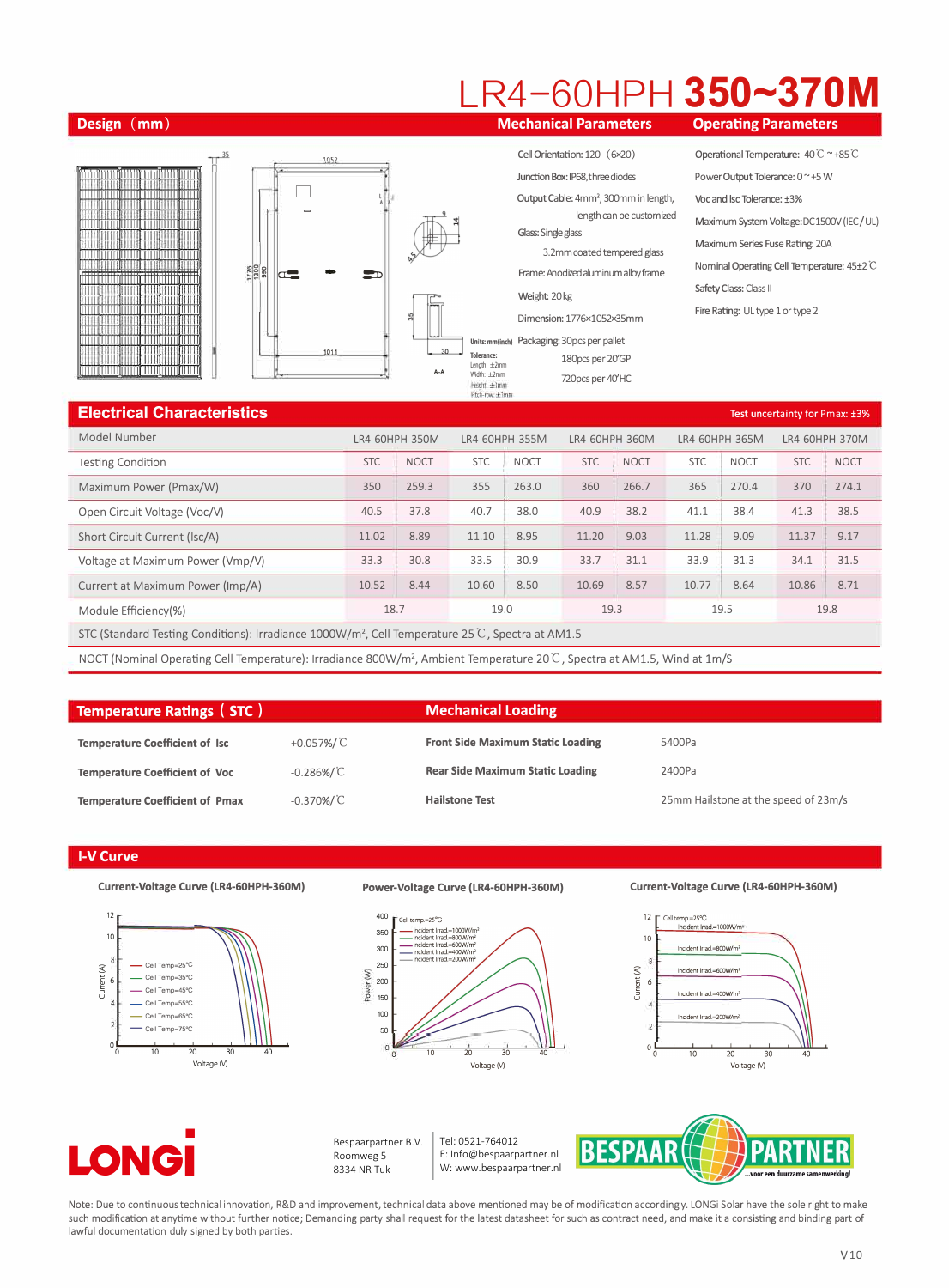# LR4-60HPH **350~370M**

## Design (mm)

35

1052

1776 1300 990

1011

9

14

4.5

35

30

A-A

Units: mm(inch)

Tolerance:
Length: ±2mm
Width: ±2mm
Height: ±1mm
Pitch-row: ±1mm

## Mechanical Parameters

Cell Orientation: 120 (6×20)

Junction Box: IP68, three diodes

Output Cable: 4mm², 300mm in length, length can be customized

Glass: Single glass
3.2mm coated tempered glass

Frame: Anodized aluminum alloy frame

Weight: 20kg

Dimension: 1776×1052×35mm

Packaging: 30pcs per pallet
180pcs per 20'GP
720pcs per 40'HC

## Operating Parameters

Operational Temperature: -40℃ ~ +85℃

Power Output Tolerance: 0 ~ +5 W

Voc and Isc Tolerance: ±3%

Maximum System Voltage: DC1500V (IEC/UL)

Maximum Series Fuse Rating: 20A

Nominal Operating Cell Temperature: 45±2℃

Safety Class: Class II

Fire Rating: UL type 1 or type 2

## Electrical Characteristics

Test uncertainty for Pmax: ±3%

| Model Number | LR4-60HPH-350M | | LR4-60HPH-355M | | LR4-60HPH-360M | | LR4-60HPH-365M | | LR4-60HPH-370M | |
|---|---|---|---|---|---|---|---|---|---|---|
| Testing Condition | STC | NOCT | STC | NOCT | STC | NOCT | STC | NOCT | STC | NOCT |
| Maximum Power (Pmax/W) | 350 | 259.3 | 355 | 263.0 | 360 | 266.7 | 365 | 270.4 | 370 | 274.1 |
| Open Circuit Voltage (Voc/V) | 40.5 | 37.8 | 40.7 | 38.0 | 40.9 | 38.2 | 41.1 | 38.4 | 41.3 | 38.5 |
| Short Circuit Current (Isc/A) | 11.02 | 8.89 | 11.10 | 8.95 | 11.20 | 9.03 | 11.28 | 9.09 | 11.37 | 9.17 |
| Voltage at Maximum Power (Vmp/V) | 33.3 | 30.8 | 33.5 | 30.9 | 33.7 | 31.1 | 33.9 | 31.3 | 34.1 | 31.5 |
| Current at Maximum Power (Imp/A) | 10.52 | 8.44 | 10.60 | 8.50 | 10.69 | 8.57 | 10.77 | 8.64 | 10.86 | 8.71 |
| Module Efficiency(%) | 18.7 | | 19.0 | | 19.3 | | 19.5 | | 19.8 | |

STC (Standard Testing Conditions): Irradiance 1000W/m², Cell Temperature 25℃, Spectra at AM1.5

NOCT (Nominal Operating Cell Temperature): Irradiance 800W/m², Ambient Temperature 20℃, Spectra at AM1.5, Wind at 1m/S

## Temperature Ratings (STC)

| | |
|---|---|
| **Temperature Coefficient of Isc** | +0.057%/℃ |
| **Temperature Coefficient of Voc** | -0.286%/℃ |
| **Temperature Coefficient of Pmax** | -0.370%/℃ |

## Mechanical Loading

| | |
|---|---|
| **Front Side Maximum Static Loading** | 5400Pa |
| **Rear Side Maximum Static Loading** | 2400Pa |
| **Hailstone Test** | 25mm Hailstone at the speed of 23m/s |

## I-V Curve

**Current-Voltage Curve (LR4-60HPH-360M)**

Current (A)
Voltage (V)
Cell Temp=25℃
Cell Temp=35℃
Cell Temp=45℃
Cell Temp=55℃
Cell Temp=65℃
Cell Temp=75℃

**Power-Voltage Curve (LR4-60HPH-360M)**

Power (W)
Voltage (V)
Cell temp.=25℃
Incident Irrad.=1000W/m²
Incident Irrad.=800W/m²
Incident Irrad.=600W/m²
Incident Irrad.=400W/m²
Incident Irrad.=200W/m²

**Current-Voltage Curve (LR4-60HPH-360M)**

Current (A)
Voltage (V)
Cell temp.=25℃
Incident Irrad.=1000W/m²
Incident Irrad.=800W/m²
Incident Irrad.=600W/m²
Incident Irrad.=400W/m²
Incident Irrad.=200W/m²

LONGi

Bespaarpartner B.V.
Roomweg 5
8334 NR Tuk

Tel: 0521-764012
E: Info@bespaarpartner.nl
W: www.bespaarpartner.nl

BESPAAR PARTNER ...voor een duurzame samenwerking!

Note: Due to continuous technical innovation, R&D and improvement, technical data above mentioned may be of modification accordingly. LONGi Solar have the sole right to make such modification at anytime without further notice; Demanding party shall request for the latest datasheet for such as contract need, and make it a consisting and binding part of lawful documentation duly signed by both parties.

V10